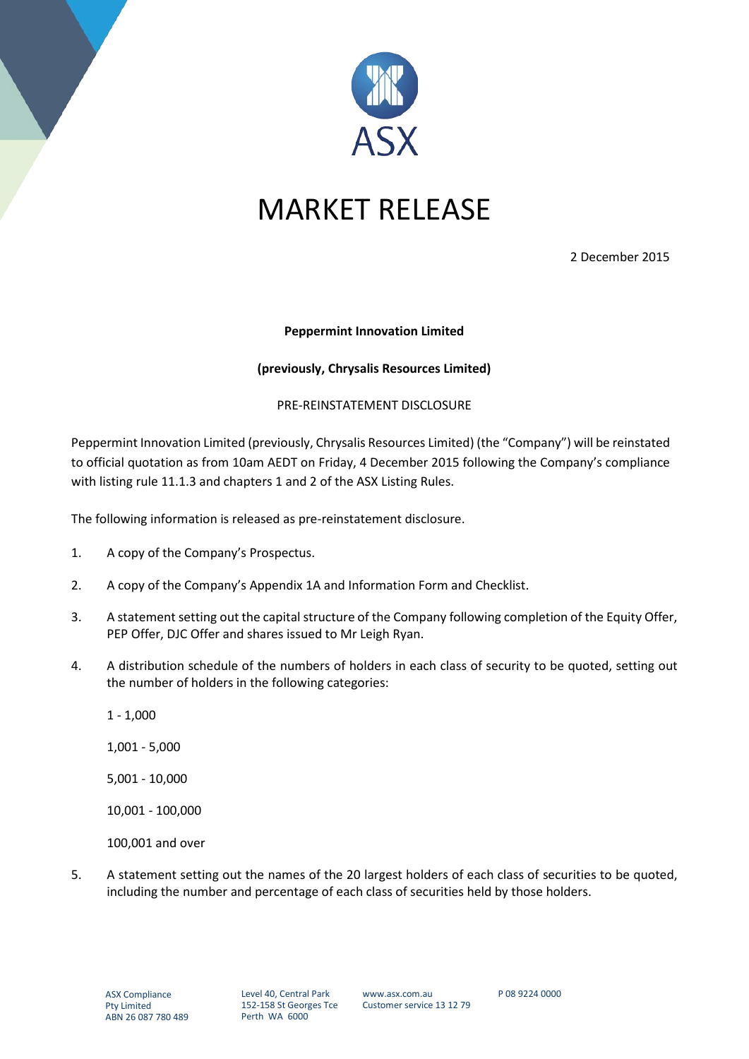# MARKET RELEASE

2 December 2015

**Peppermint Innovation Limited**

**(previously, Chrysalis Resources Limited)**

PRE-REINSTATEMENT DISCLOSURE

Peppermint Innovation Limited (previously, Chrysalis Resources Limited) (the "Company") will be reinstated to official quotation as from 10am AEDT on Friday, 4 December 2015 following the Company's compliance with listing rule 11.1.3 and chapters 1 and 2 of the ASX Listing Rules.

The following information is released as pre-reinstatement disclosure.

1. A copy of the Company's Prospectus.
2. A copy of the Company's Appendix 1A and Information Form and Checklist.
3. A statement setting out the capital structure of the Company following completion of the Equity Offer, PEP Offer, DJC Offer and shares issued to Mr Leigh Ryan.
4. A distribution schedule of the numbers of holders in each class of security to be quoted, setting out the number of holders in the following categories:

   1 - 1,000

   1,001 - 5,000

   5,001 - 10,000

   10,001 - 100,000

   100,001 and over

5. A statement setting out the names of the 20 largest holders of each class of securities to be quoted, including the number and percentage of each class of securities held by those holders.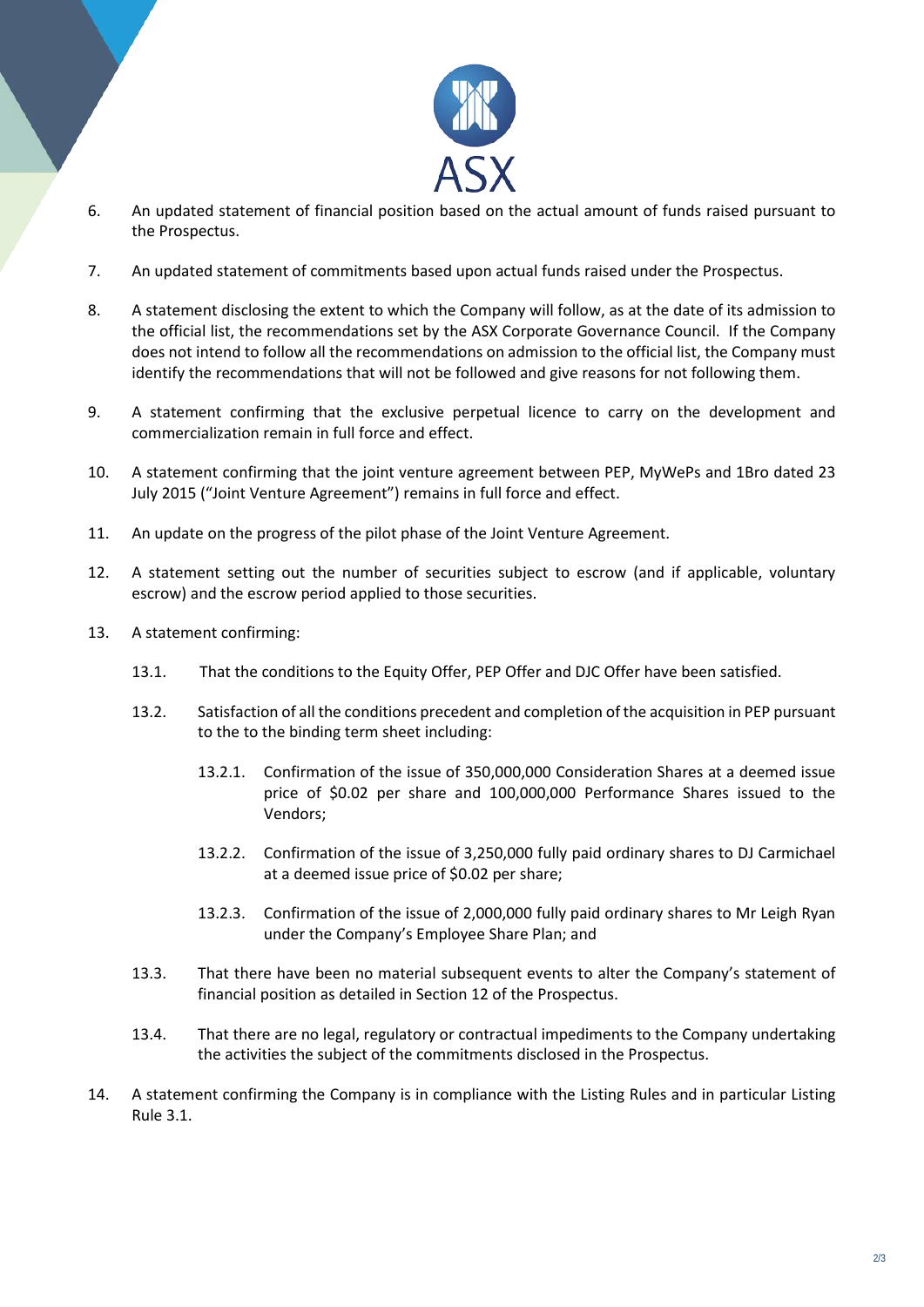6. An updated statement of financial position based on the actual amount of funds raised pursuant to the Prospectus.

7. An updated statement of commitments based upon actual funds raised under the Prospectus.

8. A statement disclosing the extent to which the Company will follow, as at the date of its admission to the official list, the recommendations set by the ASX Corporate Governance Council. If the Company does not intend to follow all the recommendations on admission to the official list, the Company must identify the recommendations that will not be followed and give reasons for not following them.

9. A statement confirming that the exclusive perpetual licence to carry on the development and commercialization remain in full force and effect.

10. A statement confirming that the joint venture agreement between PEP, MyWePs and 1Bro dated 23 July 2015 ("Joint Venture Agreement") remains in full force and effect.

11. An update on the progress of the pilot phase of the Joint Venture Agreement.

12. A statement setting out the number of securities subject to escrow (and if applicable, voluntary escrow) and the escrow period applied to those securities.

13. A statement confirming:

    13.1. That the conditions to the Equity Offer, PEP Offer and DJC Offer have been satisfied.

    13.2. Satisfaction of all the conditions precedent and completion of the acquisition in PEP pursuant to the to the binding term sheet including:

        13.2.1. Confirmation of the issue of 350,000,000 Consideration Shares at a deemed issue price of $0.02 per share and 100,000,000 Performance Shares issued to the Vendors;

        13.2.2. Confirmation of the issue of 3,250,000 fully paid ordinary shares to DJ Carmichael at a deemed issue price of $0.02 per share;

        13.2.3. Confirmation of the issue of 2,000,000 fully paid ordinary shares to Mr Leigh Ryan under the Company's Employee Share Plan; and

    13.3. That there have been no material subsequent events to alter the Company's statement of financial position as detailed in Section 12 of the Prospectus.

    13.4. That there are no legal, regulatory or contractual impediments to the Company undertaking the activities the subject of the commitments disclosed in the Prospectus.

14. A statement confirming the Company is in compliance with the Listing Rules and in particular Listing Rule 3.1.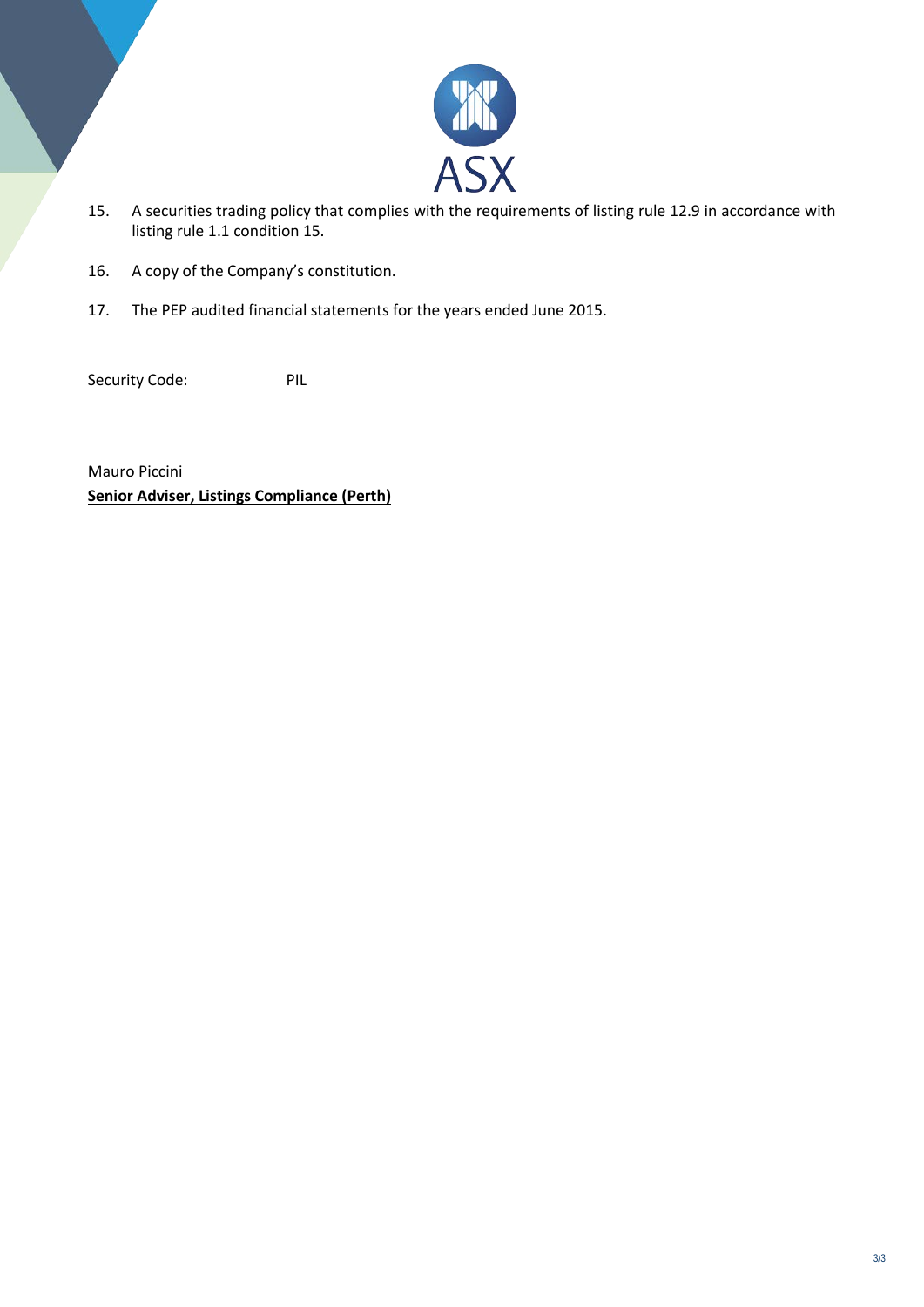15. A securities trading policy that complies with the requirements of listing rule 12.9 in accordance with listing rule 1.1 condition 15.

16. A copy of the Company's constitution.

17. The PEP audited financial statements for the years ended June 2015.

Security Code: PIL

Mauro Piccini

**Senior Adviser, Listings Compliance (Perth)**